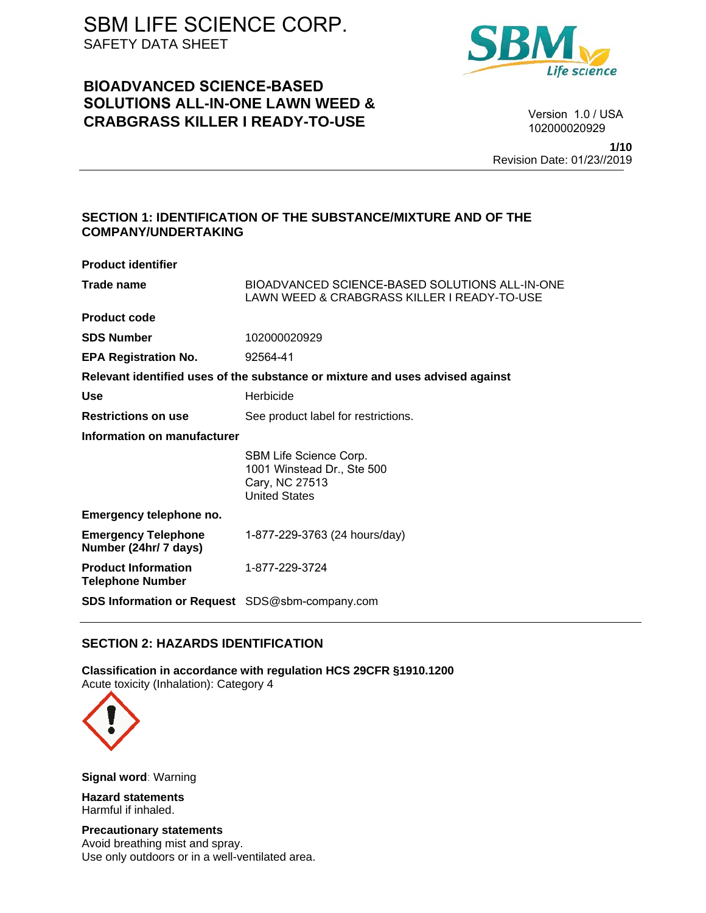# SBM LIFE SCIENCE CORP.

SAFETY DATA SHEET

## BIOADVANCED SCIENCE-BASED SOLUTIONS ALL-IN-ONE LAWN WEED & CRABGRASS KILLER I READY-TO-USE

Version 1.0 / USA
102000020929

Revision Date: 01/23//2019

## SECTION 1: IDENTIFICATION OF THE SUBSTANCE/MIXTURE AND OF THE COMPANY/UNDERTAKING

**Product identifier**

| | |
|---|---|
| **Trade name** | BIOADVANCED SCIENCE-BASED SOLUTIONS ALL-IN-ONE LAWN WEED & CRABGRASS KILLER I READY-TO-USE |
| **Product code** | |
| **SDS Number** | 102000020929 |
| **EPA Registration No.** | 92564-41 |

**Relevant identified uses of the substance or mixture and uses advised against**

| | |
|---|---|
| **Use** | Herbicide |
| **Restrictions on use** | See product label for restrictions. |

**Information on manufacturer**

SBM Life Science Corp.
1001 Winstead Dr., Ste 500
Cary, NC 27513
United States

**Emergency telephone no.**

| | |
|---|---|
| **Emergency Telephone Number (24hr/ 7 days)** | 1-877-229-3763 (24 hours/day) |
| **Product Information Telephone Number** | 1-877-229-3724 |
| **SDS Information or Request** | SDS@sbm-company.com |

## SECTION 2: HAZARDS IDENTIFICATION

**Classification in accordance with regulation HCS 29CFR §1910.1200**
Acute toxicity (Inhalation): Category 4

**Signal word**: Warning

**Hazard statements**
Harmful if inhaled.

**Precautionary statements**
Avoid breathing mist and spray.
Use only outdoors or in a well-ventilated area.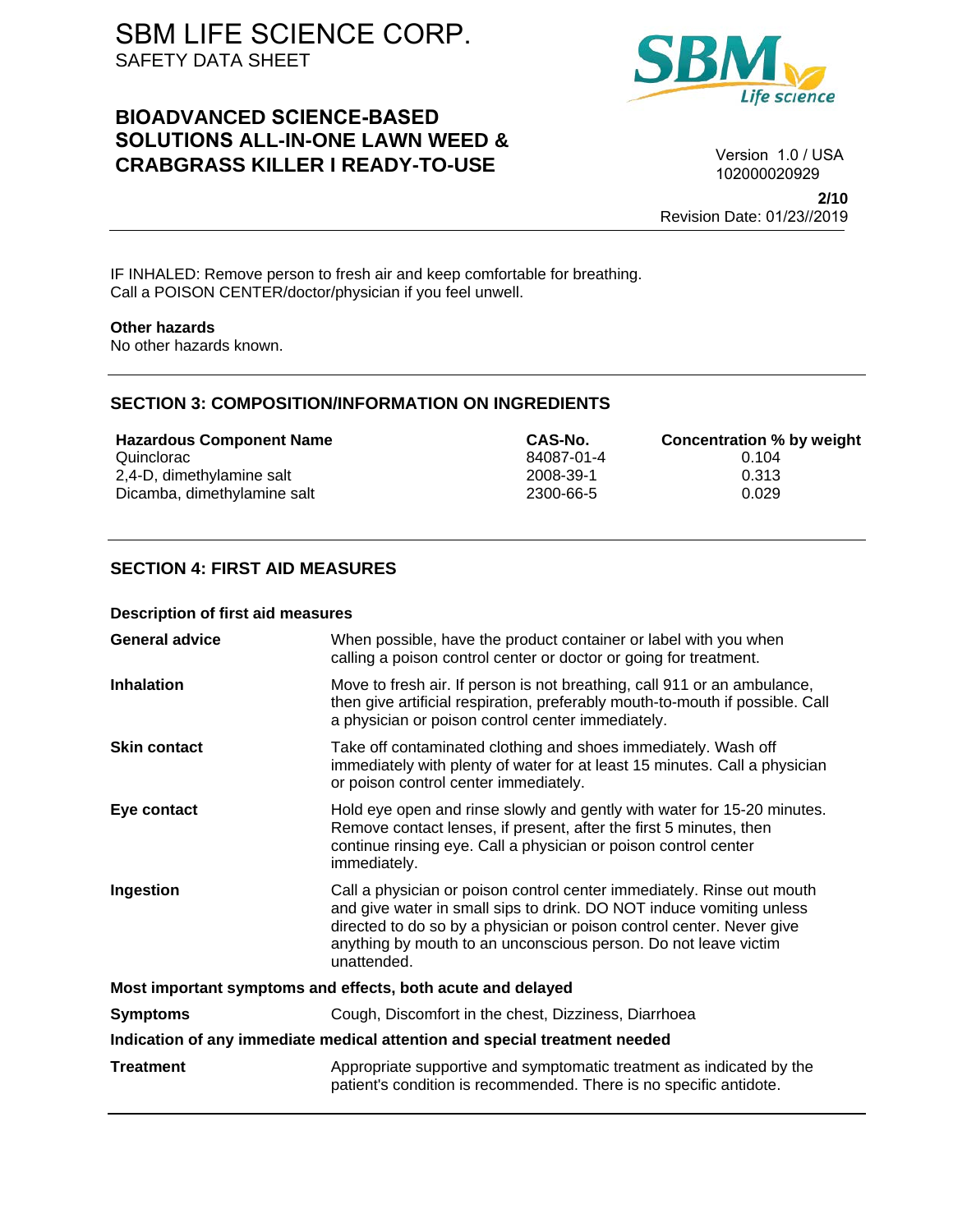IF INHALED: Remove person to fresh air and keep comfortable for breathing.
Call a POISON CENTER/doctor/physician if you feel unwell.

**Other hazards**
No other hazards known.

## SECTION 3: COMPOSITION/INFORMATION ON INGREDIENTS

| Hazardous Component Name | CAS-No. | Concentration % by weight |
|---|---|---|
| Quinclorac | 84087-01-4 | 0.104 |
| 2,4-D, dimethylamine salt | 2008-39-1 | 0.313 |
| Dicamba, dimethylamine salt | 2300-66-5 | 0.029 |

## SECTION 4: FIRST AID MEASURES

**Description of first aid measures**

**General advice**
When possible, have the product container or label with you when calling a poison control center or doctor or going for treatment.

**Inhalation**
Move to fresh air. If person is not breathing, call 911 or an ambulance, then give artificial respiration, preferably mouth-to-mouth if possible. Call a physician or poison control center immediately.

**Skin contact**
Take off contaminated clothing and shoes immediately. Wash off immediately with plenty of water for at least 15 minutes. Call a physician or poison control center immediately.

**Eye contact**
Hold eye open and rinse slowly and gently with water for 15-20 minutes. Remove contact lenses, if present, after the first 5 minutes, then continue rinsing eye. Call a physician or poison control center immediately.

**Ingestion**
Call a physician or poison control center immediately. Rinse out mouth and give water in small sips to drink. DO NOT induce vomiting unless directed to do so by a physician or poison control center. Never give anything by mouth to an unconscious person. Do not leave victim unattended.

**Most important symptoms and effects, both acute and delayed**

**Symptoms**
Cough, Discomfort in the chest, Dizziness, Diarrhoea

**Indication of any immediate medical attention and special treatment needed**

**Treatment**
Appropriate supportive and symptomatic treatment as indicated by the patient's condition is recommended. There is no specific antidote.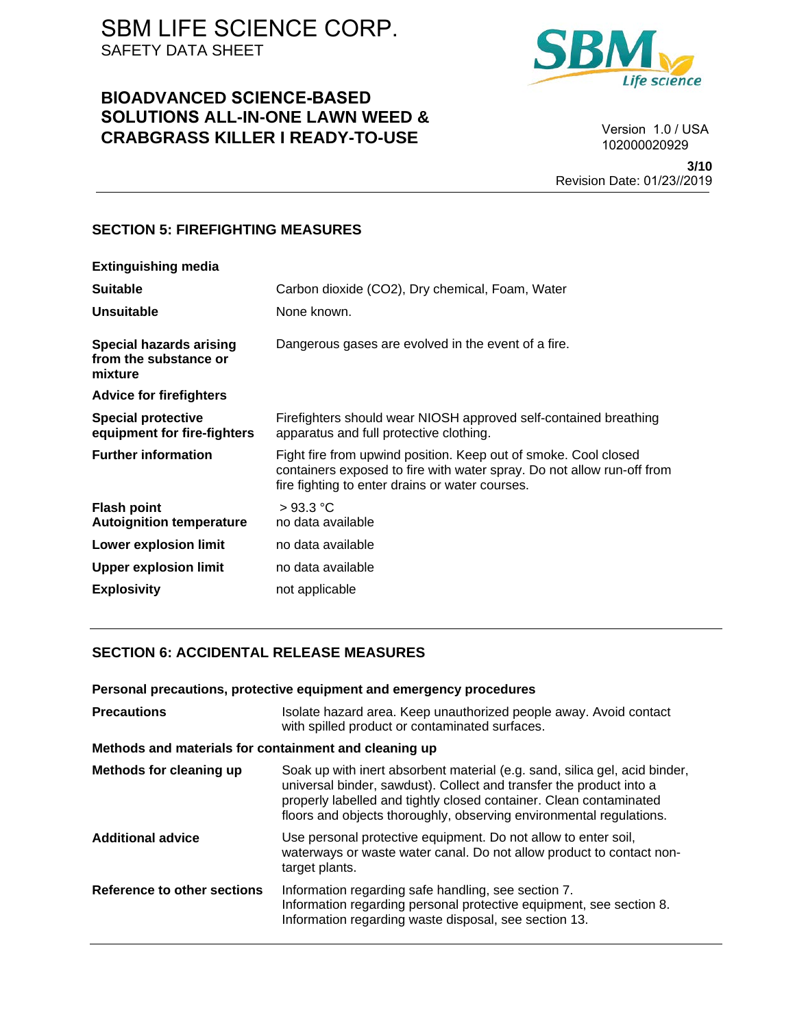## SECTION 5: FIREFIGHTING MEASURES

**Extinguishing media**

| | |
|---|---|
| **Suitable** | Carbon dioxide ($CO_2$), Dry chemical, Foam, Water |
| **Unsuitable** | None known. |
| **Special hazards arising from the substance or mixture** | Dangerous gases are evolved in the event of a fire. |

**Advice for firefighters**

| | |
|---|---|
| **Special protective equipment for fire-fighters** | Firefighters should wear NIOSH approved self-contained breathing apparatus and full protective clothing. |
| **Further information** | Fight fire from upwind position. Keep out of smoke. Cool closed containers exposed to fire with water spray. Do not allow run-off from fire fighting to enter drains or water courses. |
| **Flash point** | > 93.3 °C |
| **Autoignition temperature** | no data available |
| **Lower explosion limit** | no data available |
| **Upper explosion limit** | no data available |
| **Explosivity** | not applicable |

## SECTION 6: ACCIDENTAL RELEASE MEASURES

**Personal precautions, protective equipment and emergency procedures**

| | |
|---|---|
| **Precautions** | Isolate hazard area. Keep unauthorized people away. Avoid contact with spilled product or contaminated surfaces. |

**Methods and materials for containment and cleaning up**

| | |
|---|---|
| **Methods for cleaning up** | Soak up with inert absorbent material (e.g. sand, silica gel, acid binder, universal binder, sawdust). Collect and transfer the product into a properly labelled and tightly closed container. Clean contaminated floors and objects thoroughly, observing environmental regulations. |
| **Additional advice** | Use personal protective equipment. Do not allow to enter soil, waterways or waste water canal. Do not allow product to contact non-target plants. |
| **Reference to other sections** | Information regarding safe handling, see section 7.<br>Information regarding personal protective equipment, see section 8.<br>Information regarding waste disposal, see section 13. |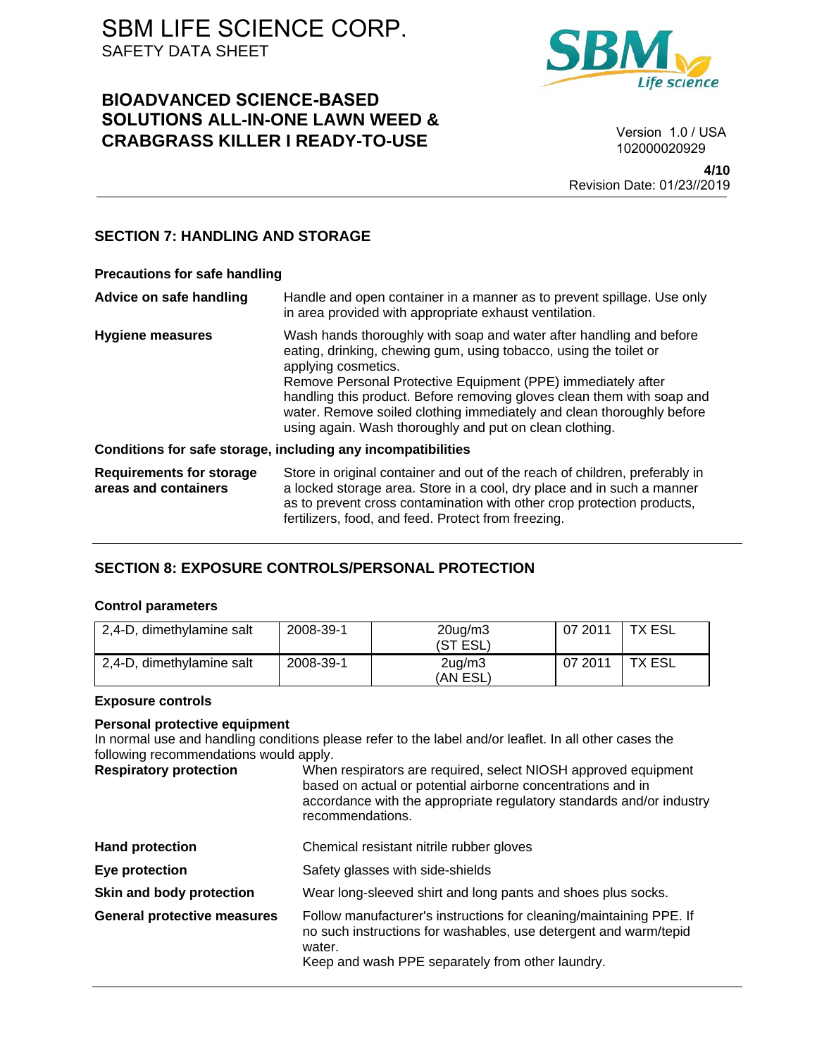## SECTION 7: HANDLING AND STORAGE

**Precautions for safe handling**

**Advice on safe handling** — Handle and open container in a manner as to prevent spillage. Use only in area provided with appropriate exhaust ventilation.

**Hygiene measures** — Wash hands thoroughly with soap and water after handling and before eating, drinking, chewing gum, using tobacco, using the toilet or applying cosmetics.
Remove Personal Protective Equipment (PPE) immediately after handling this product. Before removing gloves clean them with soap and water. Remove soiled clothing immediately and clean thoroughly before using again. Wash thoroughly and put on clean clothing.

**Conditions for safe storage, including any incompatibilities**

**Requirements for storage areas and containers** — Store in original container and out of the reach of children, preferably in a locked storage area. Store in a cool, dry place and in such a manner as to prevent cross contamination with other crop protection products, fertilizers, food, and feed. Protect from freezing.

## SECTION 8: EXPOSURE CONTROLS/PERSONAL PROTECTION

**Control parameters**

| | | | | |
|---|---|---|---|---|
| 2,4-D, dimethylamine salt | 2008-39-1 | 20ug/m3 (ST ESL) | 07 2011 | TX ESL |
| 2,4-D, dimethylamine salt | 2008-39-1 | 2ug/m3 (AN ESL) | 07 2011 | TX ESL |

**Exposure controls**

**Personal protective equipment**
In normal use and handling conditions please refer to the label and/or leaflet. In all other cases the following recommendations would apply.

**Respiratory protection** — When respirators are required, select NIOSH approved equipment based on actual or potential airborne concentrations and in accordance with the appropriate regulatory standards and/or industry recommendations.

**Hand protection** — Chemical resistant nitrile rubber gloves

**Eye protection** — Safety glasses with side-shields

**Skin and body protection** — Wear long-sleeved shirt and long pants and shoes plus socks.

**General protective measures** — Follow manufacturer's instructions for cleaning/maintaining PPE. If no such instructions for washables, use detergent and warm/tepid water.
Keep and wash PPE separately from other laundry.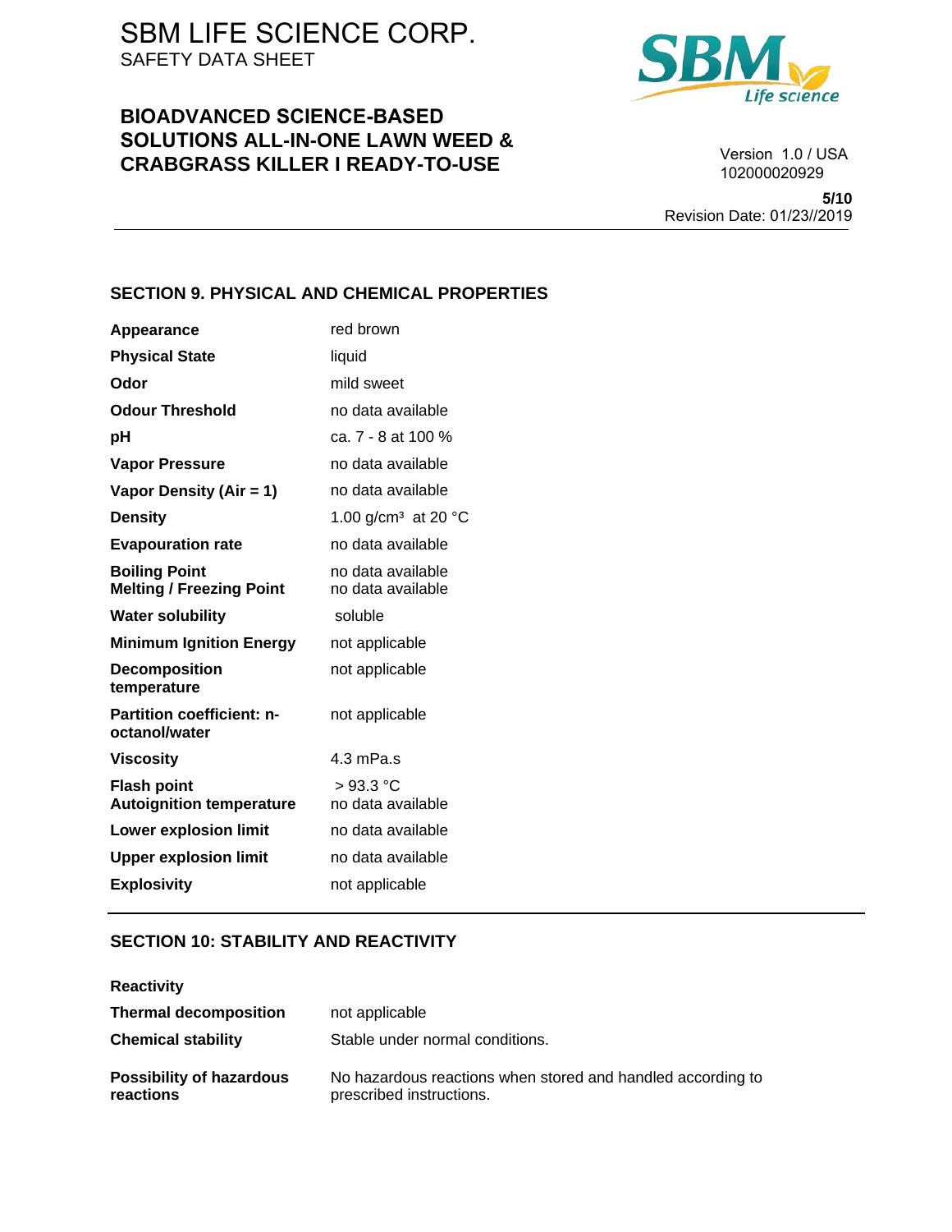## SECTION 9. PHYSICAL AND CHEMICAL PROPERTIES

| | |
|---|---|
| **Appearance** | red brown |
| **Physical State** | liquid |
| **Odor** | mild sweet |
| **Odour Threshold** | no data available |
| **pH** | ca. 7 - 8 at 100 % |
| **Vapor Pressure** | no data available |
| **Vapor Density (Air = 1)** | no data available |
| **Density** | 1.00 g/cm³ at 20 °C |
| **Evapouration rate** | no data available |
| **Boiling Point** | no data available |
| **Melting / Freezing Point** | no data available |
| **Water solubility** | soluble |
| **Minimum Ignition Energy** | not applicable |
| **Decomposition temperature** | not applicable |
| **Partition coefficient: n-octanol/water** | not applicable |
| **Viscosity** | 4.3 mPa.s |
| **Flash point** | > 93.3 °C |
| **Autoignition temperature** | no data available |
| **Lower explosion limit** | no data available |
| **Upper explosion limit** | no data available |
| **Explosivity** | not applicable |

## SECTION 10: STABILITY AND REACTIVITY

| | |
|---|---|
| **Reactivity** | |
| **Thermal decomposition** | not applicable |
| **Chemical stability** | Stable under normal conditions. |
| **Possibility of hazardous reactions** | No hazardous reactions when stored and handled according to prescribed instructions. |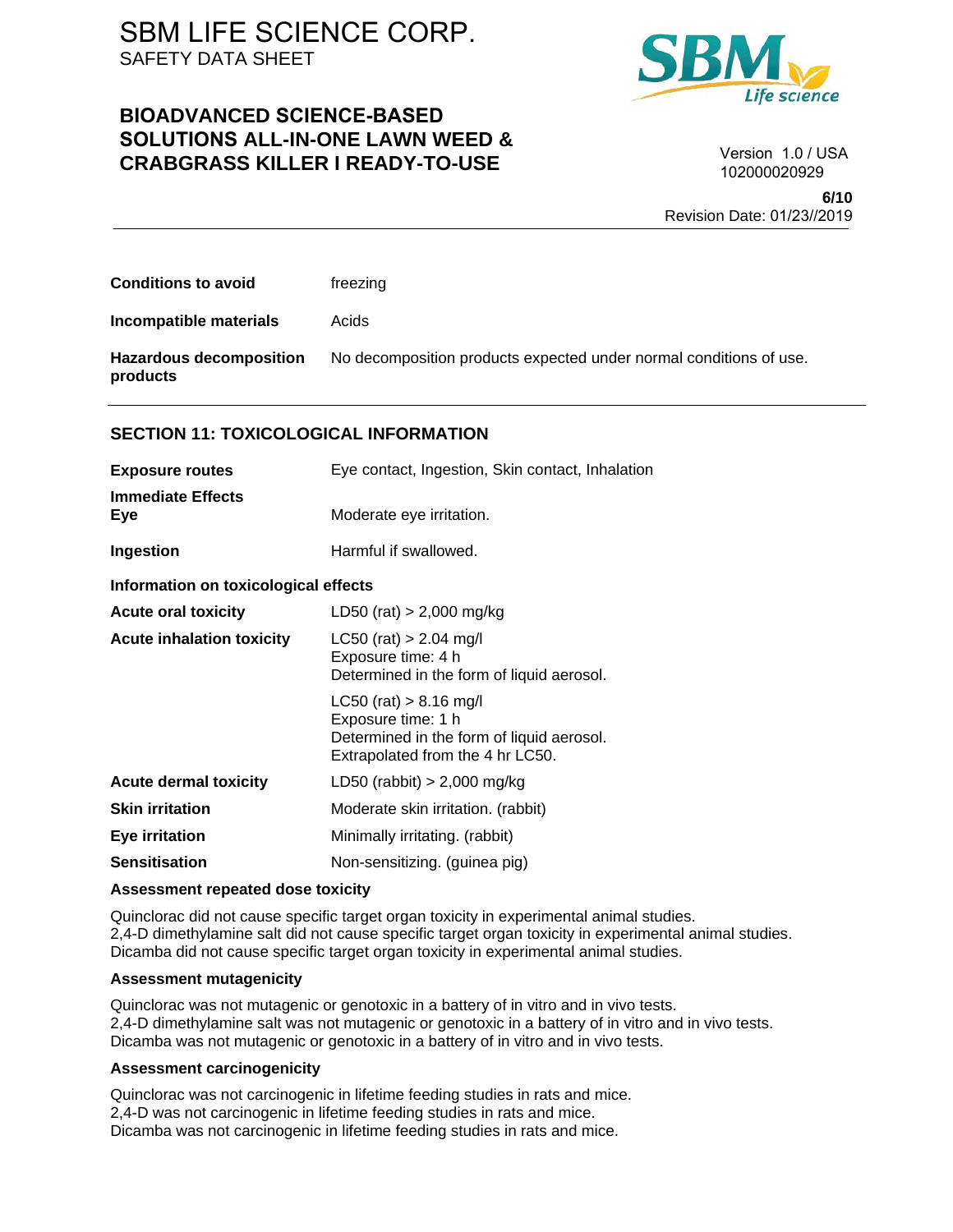| | |
|---|---|
| **Conditions to avoid** | freezing |
| **Incompatible materials** | Acids |
| **Hazardous decomposition products** | No decomposition products expected under normal conditions of use. |

## SECTION 11: TOXICOLOGICAL INFORMATION

| | |
|---|---|
| **Exposure routes** | Eye contact, Ingestion, Skin contact, Inhalation |
| **Immediate Effects** | |
| **Eye** | Moderate eye irritation. |
| **Ingestion** | Harmful if swallowed. |

**Information on toxicological effects**

| | |
|---|---|
| **Acute oral toxicity** | LD50 (rat) > 2,000 mg/kg |
| **Acute inhalation toxicity** | LC50 (rat) > 2.04 mg/l<br>Exposure time: 4 h<br>Determined in the form of liquid aerosol. |
| | LC50 (rat) > 8.16 mg/l<br>Exposure time: 1 h<br>Determined in the form of liquid aerosol.<br>Extrapolated from the 4 hr LC50. |
| **Acute dermal toxicity** | LD50 (rabbit) > 2,000 mg/kg |
| **Skin irritation** | Moderate skin irritation. (rabbit) |
| **Eye irritation** | Minimally irritating. (rabbit) |
| **Sensitisation** | Non-sensitizing. (guinea pig) |

**Assessment repeated dose toxicity**

Quinclorac did not cause specific target organ toxicity in experimental animal studies.
2,4-D dimethylamine salt did not cause specific target organ toxicity in experimental animal studies.
Dicamba did not cause specific target organ toxicity in experimental animal studies.

**Assessment mutagenicity**

Quinclorac was not mutagenic or genotoxic in a battery of in vitro and in vivo tests.
2,4-D dimethylamine salt was not mutagenic or genotoxic in a battery of in vitro and in vivo tests.
Dicamba was not mutagenic or genotoxic in a battery of in vitro and in vivo tests.

**Assessment carcinogenicity**

Quinclorac was not carcinogenic in lifetime feeding studies in rats and mice.
2,4-D was not carcinogenic in lifetime feeding studies in rats and mice.
Dicamba was not carcinogenic in lifetime feeding studies in rats and mice.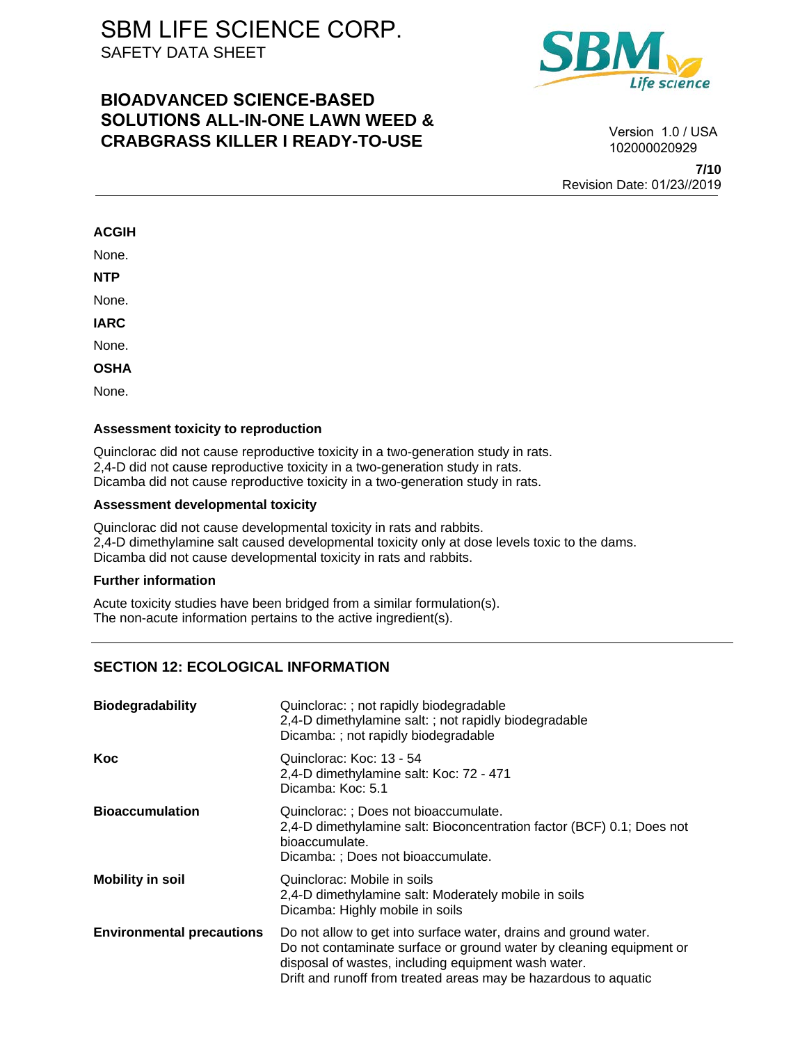**ACGIH**

None.

**NTP**

None.

**IARC**

None.

**OSHA**

None.

**Assessment toxicity to reproduction**

Quinclorac did not cause reproductive toxicity in a two-generation study in rats.
2,4-D did not cause reproductive toxicity in a two-generation study in rats.
Dicamba did not cause reproductive toxicity in a two-generation study in rats.

**Assessment developmental toxicity**

Quinclorac did not cause developmental toxicity in rats and rabbits.
2,4-D dimethylamine salt caused developmental toxicity only at dose levels toxic to the dams.
Dicamba did not cause developmental toxicity in rats and rabbits.

**Further information**

Acute toxicity studies have been bridged from a similar formulation(s).
The non-acute information pertains to the active ingredient(s).

## SECTION 12: ECOLOGICAL INFORMATION

| | |
|---|---|
| **Biodegradability** | Quinclorac: ; not rapidly biodegradable<br>2,4-D dimethylamine salt: ; not rapidly biodegradable<br>Dicamba: ; not rapidly biodegradable |
| **Koc** | Quinclorac: Koc: 13 - 54<br>2,4-D dimethylamine salt: Koc: 72 - 471<br>Dicamba: Koc: 5.1 |
| **Bioaccumulation** | Quinclorac: ; Does not bioaccumulate.<br>2,4-D dimethylamine salt: Bioconcentration factor (BCF) 0.1; Does not bioaccumulate.<br>Dicamba: ; Does not bioaccumulate. |
| **Mobility in soil** | Quinclorac: Mobile in soils<br>2,4-D dimethylamine salt: Moderately mobile in soils<br>Dicamba: Highly mobile in soils |
| **Environmental precautions** | Do not allow to get into surface water, drains and ground water.<br>Do not contaminate surface or ground water by cleaning equipment or disposal of wastes, including equipment wash water.<br>Drift and runoff from treated areas may be hazardous to aquatic |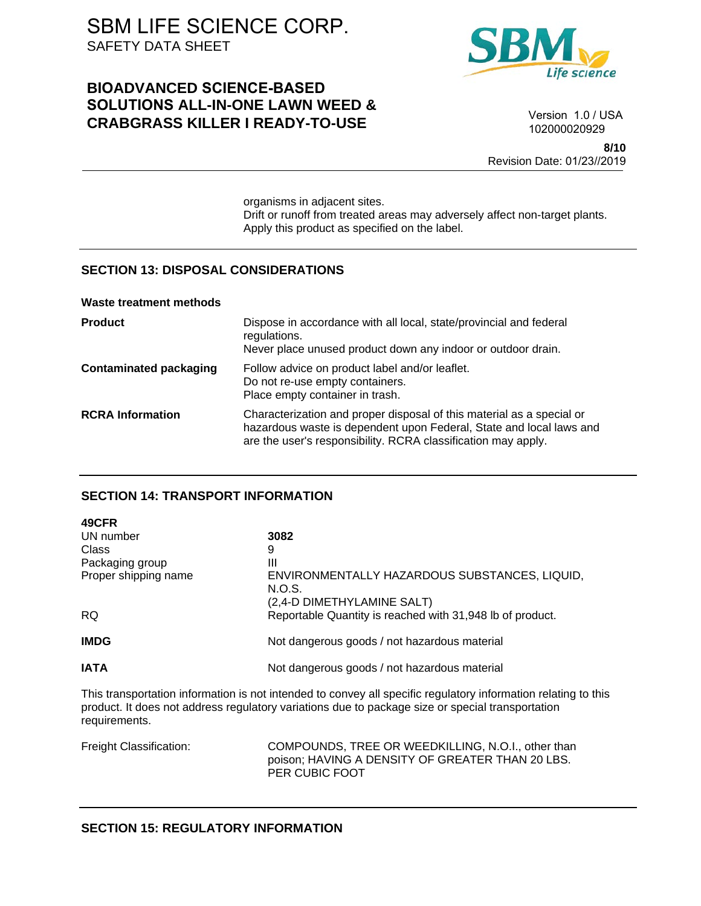organisms in adjacent sites.
Drift or runoff from treated areas may adversely affect non-target plants.
Apply this product as specified on the label.

## SECTION 13: DISPOSAL CONSIDERATIONS

**Waste treatment methods**

| | |
|---|---|
| **Product** | Dispose in accordance with all local, state/provincial and federal regulations.<br>Never place unused product down any indoor or outdoor drain. |
| **Contaminated packaging** | Follow advice on product label and/or leaflet.<br>Do not re-use empty containers.<br>Place empty container in trash. |
| **RCRA Information** | Characterization and proper disposal of this material as a special or hazardous waste is dependent upon Federal, State and local laws and are the user's responsibility. RCRA classification may apply. |

## SECTION 14: TRANSPORT INFORMATION

**49CFR**

| | |
|---|---|
| UN number | **3082** |
| Class | 9 |
| Packaging group | III |
| Proper shipping name | ENVIRONMENTALLY HAZARDOUS SUBSTANCES, LIQUID, N.O.S.<br>(2,4-D DIMETHYLAMINE SALT) |
| RQ | Reportable Quantity is reached with 31,948 lb of product. |
| **IMDG** | Not dangerous goods / not hazardous material |
| **IATA** | Not dangerous goods / not hazardous material |

This transportation information is not intended to convey all specific regulatory information relating to this product. It does not address regulatory variations due to package size or special transportation requirements.

| | |
|---|---|
| Freight Classification: | COMPOUNDS, TREE OR WEEDKILLING, N.O.I., other than poison; HAVING A DENSITY OF GREATER THAN 20 LBS. PER CUBIC FOOT |

## SECTION 15: REGULATORY INFORMATION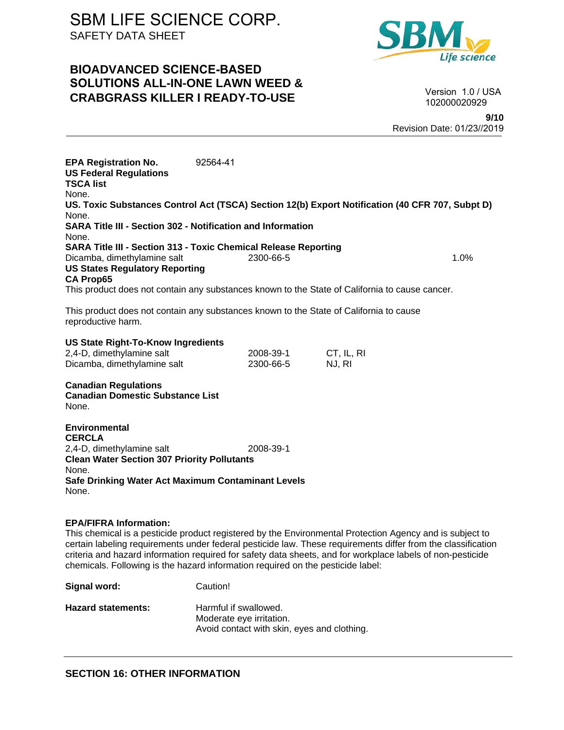**EPA Registration No.** 92564-41

**US Federal Regulations**

**TSCA list**

None.

**US. Toxic Substances Control Act (TSCA) Section 12(b) Export Notification (40 CFR 707, Subpt D)**

None.

**SARA Title III - Section 302 - Notification and Information**

None.

**SARA Title III - Section 313 - Toxic Chemical Release Reporting**

| | | |
|---|---|---|
| Dicamba, dimethylamine salt | 2300-66-5 | 1.0% |

**US States Regulatory Reporting**

**CA Prop65**

This product does not contain any substances known to the State of California to cause cancer.

This product does not contain any substances known to the State of California to cause reproductive harm.

**US State Right-To-Know Ingredients**

| | | |
|---|---|---|
| 2,4-D, dimethylamine salt | 2008-39-1 | CT, IL, RI |
| Dicamba, dimethylamine salt | 2300-66-5 | NJ, RI |

**Canadian Regulations**

**Canadian Domestic Substance List**

None.

**Environmental**

**CERCLA**

| | |
|---|---|
| 2,4-D, dimethylamine salt | 2008-39-1 |

**Clean Water Section 307 Priority Pollutants**

None.

**Safe Drinking Water Act Maximum Contaminant Levels**

None.

**EPA/FIFRA Information:**

This chemical is a pesticide product registered by the Environmental Protection Agency and is subject to certain labeling requirements under federal pesticide law. These requirements differ from the classification criteria and hazard information required for safety data sheets, and for workplace labels of non-pesticide chemicals. Following is the hazard information required on the pesticide label:

**Signal word:** Caution!

**Hazard statements:** Harmful if swallowed.
Moderate eye irritation.
Avoid contact with skin, eyes and clothing.

## SECTION 16: OTHER INFORMATION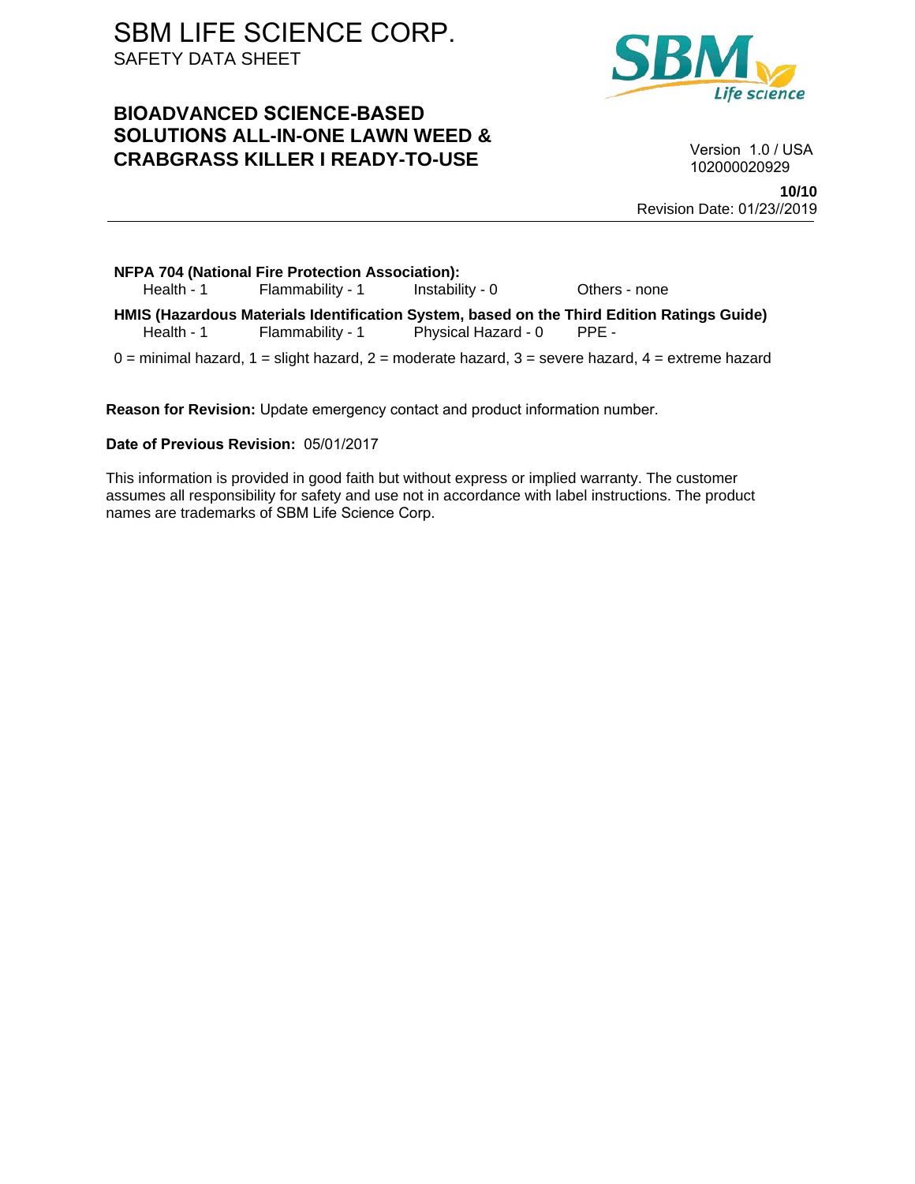**NFPA 704 (National Fire Protection Association):**

| | | | |
|---|---|---|---|
| Health - 1 | Flammability - 1 | Instability - 0 | Others - none |

**HMIS (Hazardous Materials Identification System, based on the Third Edition Ratings Guide)**

| | | | |
|---|---|---|---|
| Health - 1 | Flammability - 1 | Physical Hazard - 0 | PPE - |

0 = minimal hazard, 1 = slight hazard, 2 = moderate hazard, 3 = severe hazard, 4 = extreme hazard

**Reason for Revision:** Update emergency contact and product information number.

**Date of Previous Revision:** 05/01/2017

This information is provided in good faith but without express or implied warranty. The customer assumes all responsibility for safety and use not in accordance with label instructions. The product names are trademarks of SBM Life Science Corp.